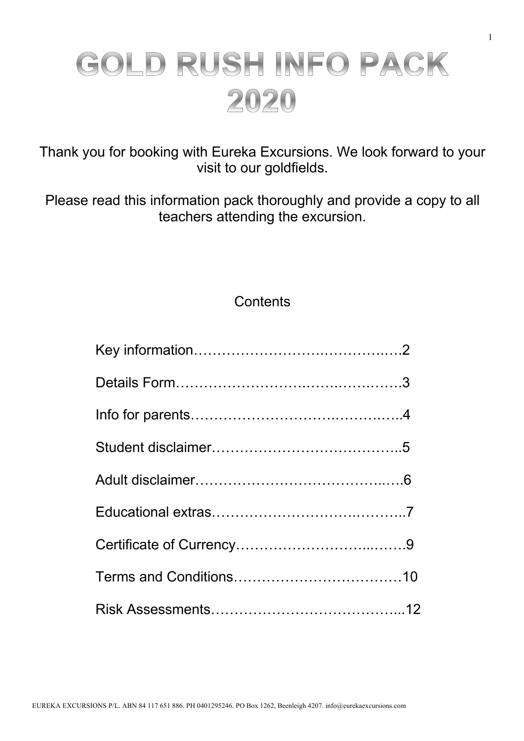# GOLD RUSH INFO PACK 2020

Thank you for booking with Eureka Excursions. We look forward to your visit to our goldfields.

Please read this information pack thoroughly and provide a copy to all teachers attending the excursion.

## Contents

Key information……………………….……….…..2

Details Form…………………….…….…….…….3

Info for parents……………………….………..…..4

Student disclaimer………………………………..5

Adult disclaimer………………………………..….6

Educational extras………………………….……..7

Certificate of Currency……………………...…….9

Terms and Conditions………………………………10

Risk Assessments………………………………...12

EUREKA EXCURSIONS P/L. ABN 84 117 651 886. PH 0401295246. PO Box 1262, Beenleigh 4207. info@eurekaexcursions.com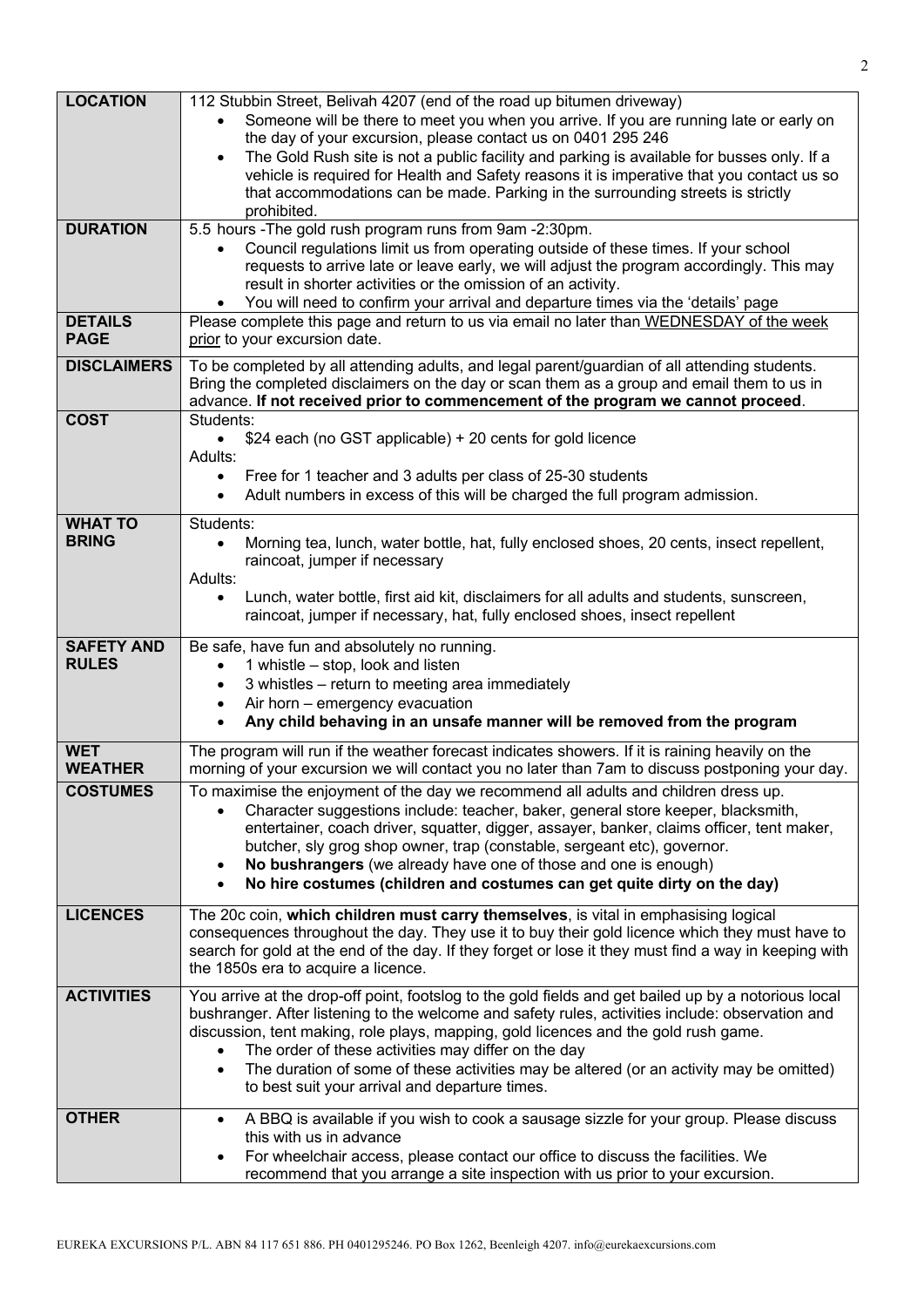| | |
|---|---|
| **LOCATION** | 112 Stubbin Street, Belivah 4207 (end of the road up bitumen driveway)<br>• Someone will be there to meet you when you arrive. If you are running late or early on the day of your excursion, please contact us on 0401 295 246<br>• The Gold Rush site is not a public facility and parking is available for busses only. If a vehicle is required for Health and Safety reasons it is imperative that you contact us so that accommodations can be made. Parking in the surrounding streets is strictly prohibited. |
| **DURATION** | 5.5 hours -The gold rush program runs from 9am -2:30pm.<br>• Council regulations limit us from operating outside of these times. If your school requests to arrive late or leave early, we will adjust the program accordingly. This may result in shorter activities or the omission of an activity.<br>• You will need to confirm your arrival and departure times via the 'details' page |
| **DETAILS PAGE** | Please complete this page and return to us via email no later than WEDNESDAY of the week prior to your excursion date. |
| **DISCLAIMERS** | To be completed by all attending adults, and legal parent/guardian of all attending students. Bring the completed disclaimers on the day or scan them as a group and email them to us in advance. **If not received prior to commencement of the program we cannot proceed**. |
| **COST** | Students:<br>• $24 each (no GST applicable) + 20 cents for gold licence<br>Adults:<br>• Free for 1 teacher and 3 adults per class of 25-30 students<br>• Adult numbers in excess of this will be charged the full program admission. |
| **WHAT TO BRING** | Students:<br>• Morning tea, lunch, water bottle, hat, fully enclosed shoes, 20 cents, insect repellent, raincoat, jumper if necessary<br>Adults:<br>• Lunch, water bottle, first aid kit, disclaimers for all adults and students, sunscreen, raincoat, jumper if necessary, hat, fully enclosed shoes, insect repellent |
| **SAFETY AND RULES** | Be safe, have fun and absolutely no running.<br>• 1 whistle – stop, look and listen<br>• 3 whistles – return to meeting area immediately<br>• Air horn – emergency evacuation<br>• **Any child behaving in an unsafe manner will be removed from the program** |
| **WET WEATHER** | The program will run if the weather forecast indicates showers. If it is raining heavily on the morning of your excursion we will contact you no later than 7am to discuss postponing your day. |
| **COSTUMES** | To maximise the enjoyment of the day we recommend all adults and children dress up.<br>• Character suggestions include: teacher, baker, general store keeper, blacksmith, entertainer, coach driver, squatter, digger, assayer, banker, claims officer, tent maker, butcher, sly grog shop owner, trap (constable, sergeant etc), governor.<br>• **No bushrangers** (we already have one of those and one is enough)<br>• **No hire costumes (children and costumes can get quite dirty on the day)** |
| **LICENCES** | The 20c coin, **which children must carry themselves**, is vital in emphasising logical consequences throughout the day. They use it to buy their gold licence which they must have to search for gold at the end of the day. If they forget or lose it they must find a way in keeping with the 1850s era to acquire a licence. |
| **ACTIVITIES** | You arrive at the drop-off point, footslog to the gold fields and get bailed up by a notorious local bushranger. After listening to the welcome and safety rules, activities include: observation and discussion, tent making, role plays, mapping, gold licences and the gold rush game.<br>• The order of these activities may differ on the day<br>• The duration of some of these activities may be altered (or an activity may be omitted) to best suit your arrival and departure times. |
| **OTHER** | • A BBQ is available if you wish to cook a sausage sizzle for your group. Please discuss this with us in advance<br>• For wheelchair access, please contact our office to discuss the facilities. We recommend that you arrange a site inspection with us prior to your excursion. |

EUREKA EXCURSIONS P/L. ABN 84 117 651 886. PH 0401295246. PO Box 1262, Beenleigh 4207. info@eurekaexcursions.com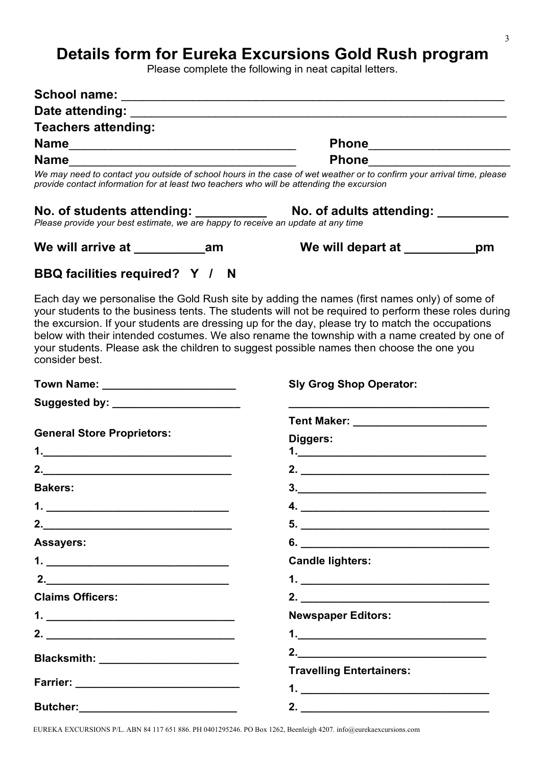# Details form for Eureka Excursions Gold Rush program

Please complete the following in neat capital letters.

**School name:** ______________________________________________________

**Date attending:** ____________________________________________________

**Teachers attending:**

**Name**________________________________ **Phone**____________________

**Name**________________________________ **Phone**____________________

*We may need to contact you outside of school hours in the case of wet weather or to confirm your arrival time, please provide contact information for at least two teachers who will be attending the excursion*

**No. of students attending:** __________ **No. of adults attending:** __________

*Please provide your best estimate, we are happy to receive an update at any time*

**We will arrive at** __________**am** **We will depart at** __________**pm**

**BBQ facilities required? Y / N**

Each day we personalise the Gold Rush site by adding the names (first names only) of some of your students to the business tents. The students will not be required to perform these roles during the excursion. If your students are dressing up for the day, please try to match the occupations below with their intended costumes. We also rename the township with a name created by one of your students. Please ask the children to suggest possible names then choose the one you consider best.

**Town Name:** ______________________

**Suggested by:** _____________________

**General Store Proprietors:**

**1.**_______________________________

**2.**_______________________________

**Bakers:**

**1.** ______________________________

**2.**_______________________________

**Assayers:**

**1.** ______________________________

**2.**______________________________

**Claims Officers:**

**1.** _______________________________

**2.** _______________________________

**Blacksmith:** ______________________

**Farrier:** __________________________

**Butcher:**_________________________

**Sly Grog Shop Operator:**

_________________________________

**Tent Maker:** ______________________

**Diggers:**

**1.**_______________________________

**2.** _______________________________

**3.**_______________________________

**4.** _______________________________

**5.** _______________________________

**6.** _______________________________

**Candle lighters:**

**1.** _______________________________

**2.** _______________________________

**Newspaper Editors:**

**1.**_______________________________

**2.**_______________________________

**Travelling Entertainers:**

**1.** _______________________________

**2.** _______________________________

EUREKA EXCURSIONS P/L. ABN 84 117 651 886. PH 0401295246. PO Box 1262, Beenleigh 4207. info@eurekaexcursions.com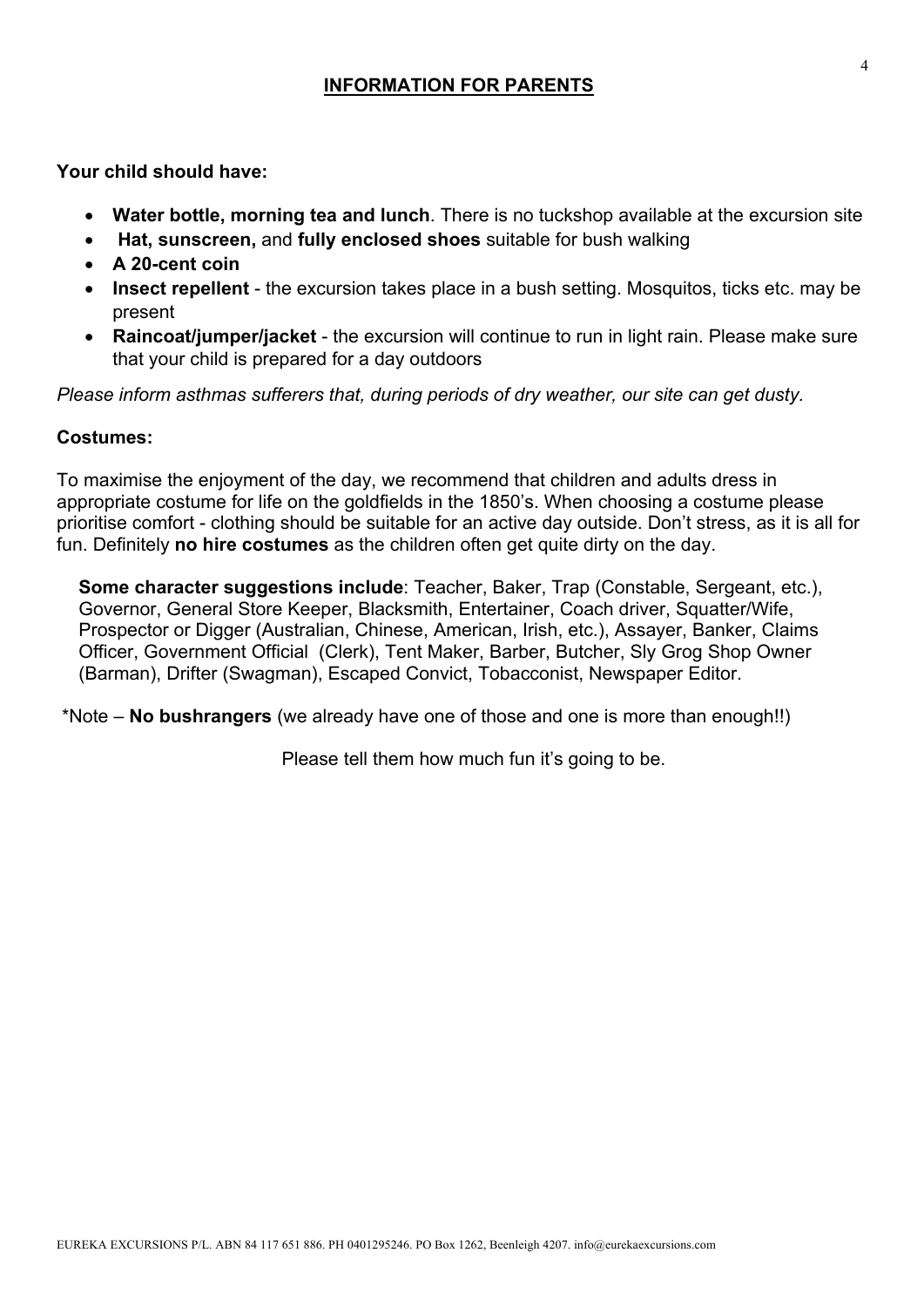## INFORMATION FOR PARENTS

**Your child should have:**

- **Water bottle, morning tea and lunch**. There is no tuckshop available at the excursion site
- **Hat, sunscreen,** and **fully enclosed shoes** suitable for bush walking
- **A 20-cent coin**
- **Insect repellent** - the excursion takes place in a bush setting. Mosquitos, ticks etc. may be present
- **Raincoat/jumper/jacket** - the excursion will continue to run in light rain. Please make sure that your child is prepared for a day outdoors

*Please inform asthmas sufferers that, during periods of dry weather, our site can get dusty.*

**Costumes:**

To maximise the enjoyment of the day, we recommend that children and adults dress in appropriate costume for life on the goldfields in the 1850's. When choosing a costume please prioritise comfort - clothing should be suitable for an active day outside. Don't stress, as it is all for fun. Definitely **no hire costumes** as the children often get quite dirty on the day.

**Some character suggestions include**: Teacher, Baker, Trap (Constable, Sergeant, etc.), Governor, General Store Keeper, Blacksmith, Entertainer, Coach driver, Squatter/Wife, Prospector or Digger (Australian, Chinese, American, Irish, etc.), Assayer, Banker, Claims Officer, Government Official (Clerk), Tent Maker, Barber, Butcher, Sly Grog Shop Owner (Barman), Drifter (Swagman), Escaped Convict, Tobacconist, Newspaper Editor.

*Note – **No bushrangers** (we already have one of those and one is more than enough!!)

Please tell them how much fun it's going to be.

EUREKA EXCURSIONS P/L. ABN 84 117 651 886. PH 0401295246. PO Box 1262, Beenleigh 4207. info@eurekaexcursions.com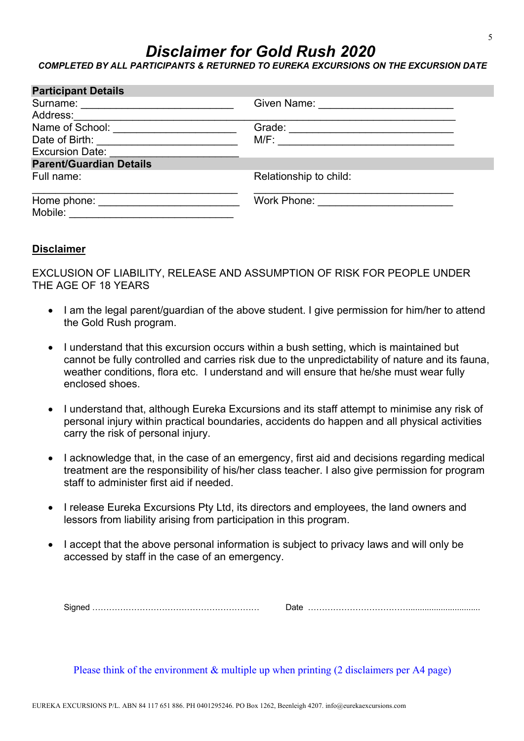# *Disclaimer for Gold Rush 2020*

***COMPLETED BY ALL PARTICIPANTS & RETURNED TO EUREKA EXCURSIONS ON THE EXCURSION DATE***

**Participant Details**

Surname: ___________________________ Given Name: ________________________

Address:_____________________________________________________________________

Name of School: ______________________ Grade: _____________________________

Date of Birth: _______________________ M/F: _______________________________

Excursion Date: ______________________

**Parent/Guardian Details**

Full name: ___________________________________ Relationship to child: ___________________________________

Home phone: ________________________ Work Phone: ________________________

Mobile: _____________________________

## Disclaimer

EXCLUSION OF LIABILITY, RELEASE AND ASSUMPTION OF RISK FOR PEOPLE UNDER THE AGE OF 18 YEARS

- I am the legal parent/guardian of the above student. I give permission for him/her to attend the Gold Rush program.
- I understand that this excursion occurs within a bush setting, which is maintained but cannot be fully controlled and carries risk due to the unpredictability of nature and its fauna, weather conditions, flora etc. I understand and will ensure that he/she must wear fully enclosed shoes.
- I understand that, although Eureka Excursions and its staff attempt to minimise any risk of personal injury within practical boundaries, accidents do happen and all physical activities carry the risk of personal injury.
- I acknowledge that, in the case of an emergency, first aid and decisions regarding medical treatment are the responsibility of his/her class teacher. I also give permission for program staff to administer first aid if needed.
- I release Eureka Excursions Pty Ltd, its directors and employees, the land owners and lessors from liability arising from participation in this program.
- I accept that the above personal information is subject to privacy laws and will only be accessed by staff in the case of an emergency.

Signed ………………………………………………… Date ………………………………………………

Please think of the environment & multiple up when printing (2 disclaimers per A4 page)

EUREKA EXCURSIONS P/L. ABN 84 117 651 886. PH 0401295246. PO Box 1262, Beenleigh 4207. info@eurekaexcursions.com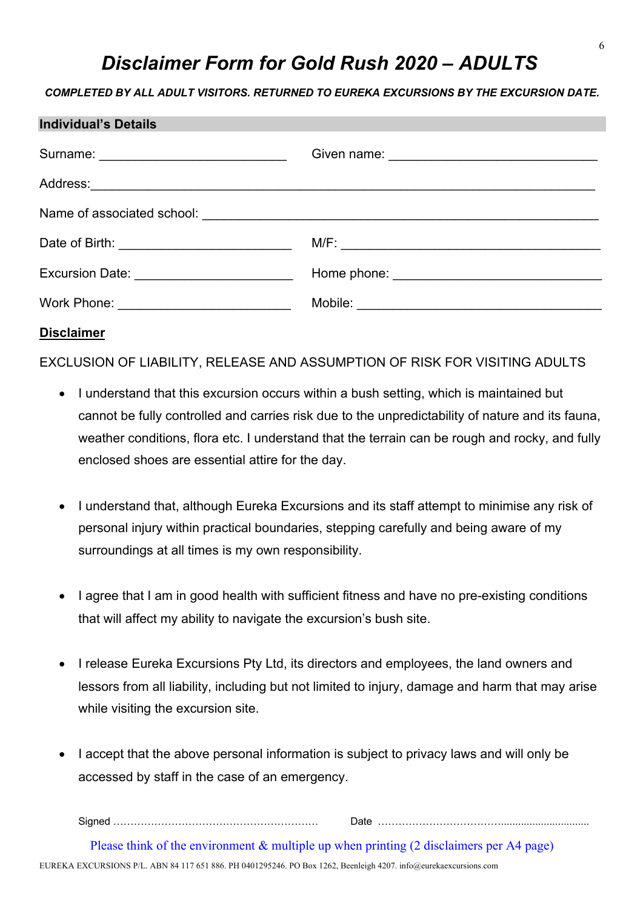# *Disclaimer Form for Gold Rush 2020 – ADULTS*

***COMPLETED BY ALL ADULT VISITORS. RETURNED TO EUREKA EXCURSIONS BY THE EXCURSION DATE.***

**Individual's Details**

Surname: __________________________ Given name: _____________________________

Address: _________________________________________________________________________

Name of associated school: _______________________________________________________

Date of Birth: ________________________ M/F: ____________________________________

Excursion Date: ______________________ Home phone: ____________________________

Work Phone: ________________________ Mobile: _________________________________

**Disclaimer**

EXCLUSION OF LIABILITY, RELEASE AND ASSUMPTION OF RISK FOR VISITING ADULTS

- I understand that this excursion occurs within a bush setting, which is maintained but cannot be fully controlled and carries risk due to the unpredictability of nature and its fauna, weather conditions, flora etc. I understand that the terrain can be rough and rocky, and fully enclosed shoes are essential attire for the day.
- I understand that, although Eureka Excursions and its staff attempt to minimise any risk of personal injury within practical boundaries, stepping carefully and being aware of my surroundings at all times is my own responsibility.
- I agree that I am in good health with sufficient fitness and have no pre-existing conditions that will affect my ability to navigate the excursion's bush site.
- I release Eureka Excursions Pty Ltd, its directors and employees, the land owners and lessors from all liability, including but not limited to injury, damage and harm that may arise while visiting the excursion site.
- I accept that the above personal information is subject to privacy laws and will only be accessed by staff in the case of an emergency.

Signed ……………………………………………………… Date ………………………………..............................

Please think of the environment & multiple up when printing (2 disclaimers per A4 page)

EUREKA EXCURSIONS P/L. ABN 84 117 651 886. PH 0401295246. PO Box 1262, Beenleigh 4207. info@eurekaexcursions.com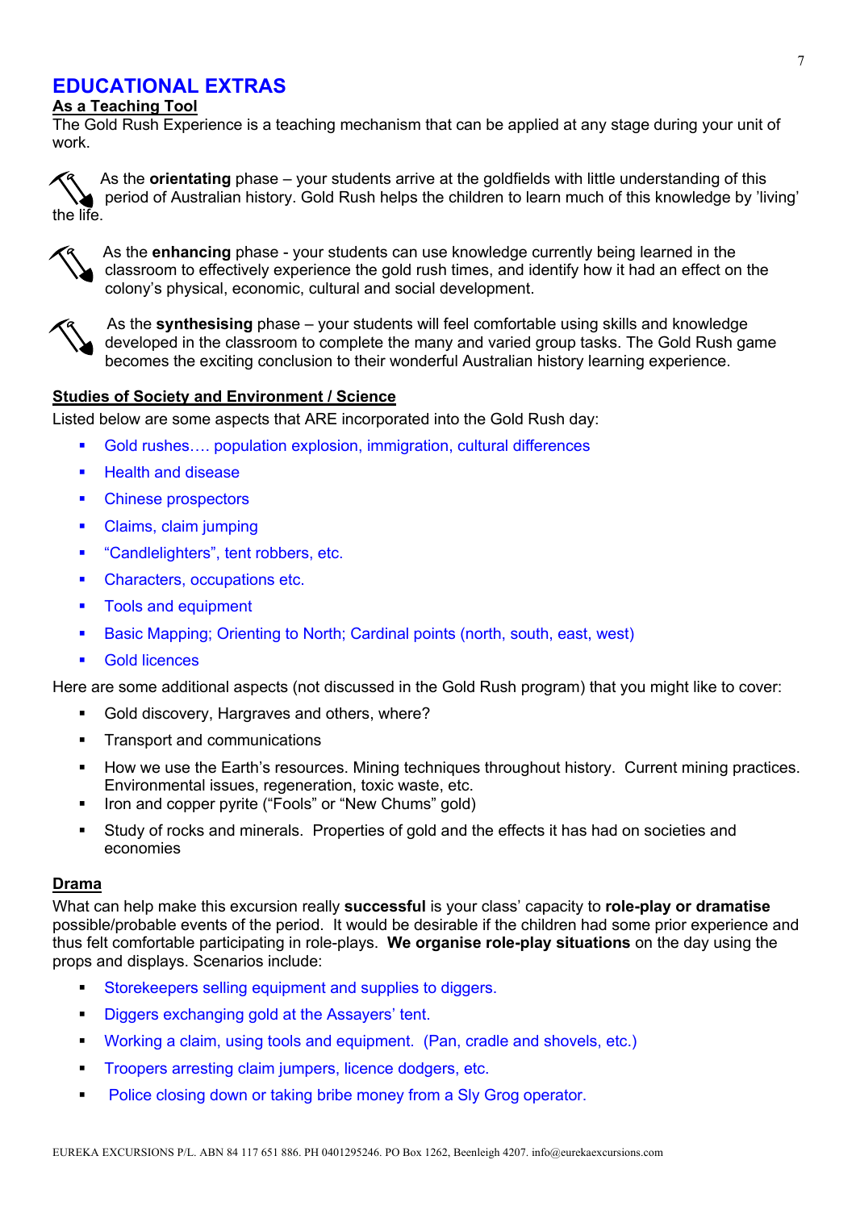## EDUCATIONAL EXTRAS

**As a Teaching Tool**

The Gold Rush Experience is a teaching mechanism that can be applied at any stage during your unit of work.

- As the **orientating** phase – your students arrive at the goldfields with little understanding of this period of Australian history. Gold Rush helps the children to learn much of this knowledge by 'living' the life.
- As the **enhancing** phase - your students can use knowledge currently being learned in the classroom to effectively experience the gold rush times, and identify how it had an effect on the colony's physical, economic, cultural and social development.
- As the **synthesising** phase – your students will feel comfortable using skills and knowledge developed in the classroom to complete the many and varied group tasks. The Gold Rush game becomes the exciting conclusion to their wonderful Australian history learning experience.

**Studies of Society and Environment / Science**

Listed below are some aspects that ARE incorporated into the Gold Rush day:

- Gold rushes…. population explosion, immigration, cultural differences
- Health and disease
- Chinese prospectors
- Claims, claim jumping
- "Candlelighters", tent robbers, etc.
- Characters, occupations etc.
- Tools and equipment
- Basic Mapping; Orienting to North; Cardinal points (north, south, east, west)
- Gold licences

Here are some additional aspects (not discussed in the Gold Rush program) that you might like to cover:

- Gold discovery, Hargraves and others, where?
- Transport and communications
- How we use the Earth's resources. Mining techniques throughout history. Current mining practices. Environmental issues, regeneration, toxic waste, etc.
- Iron and copper pyrite ("Fools" or "New Chums" gold)
- Study of rocks and minerals. Properties of gold and the effects it has had on societies and economies

**Drama**

What can help make this excursion really **successful** is your class' capacity to **role-play or dramatise** possible/probable events of the period. It would be desirable if the children had some prior experience and thus felt comfortable participating in role-plays. **We organise role-play situations** on the day using the props and displays. Scenarios include:

- Storekeepers selling equipment and supplies to diggers.
- Diggers exchanging gold at the Assayers' tent.
- Working a claim, using tools and equipment. (Pan, cradle and shovels, etc.)
- Troopers arresting claim jumpers, licence dodgers, etc.
- Police closing down or taking bribe money from a Sly Grog operator.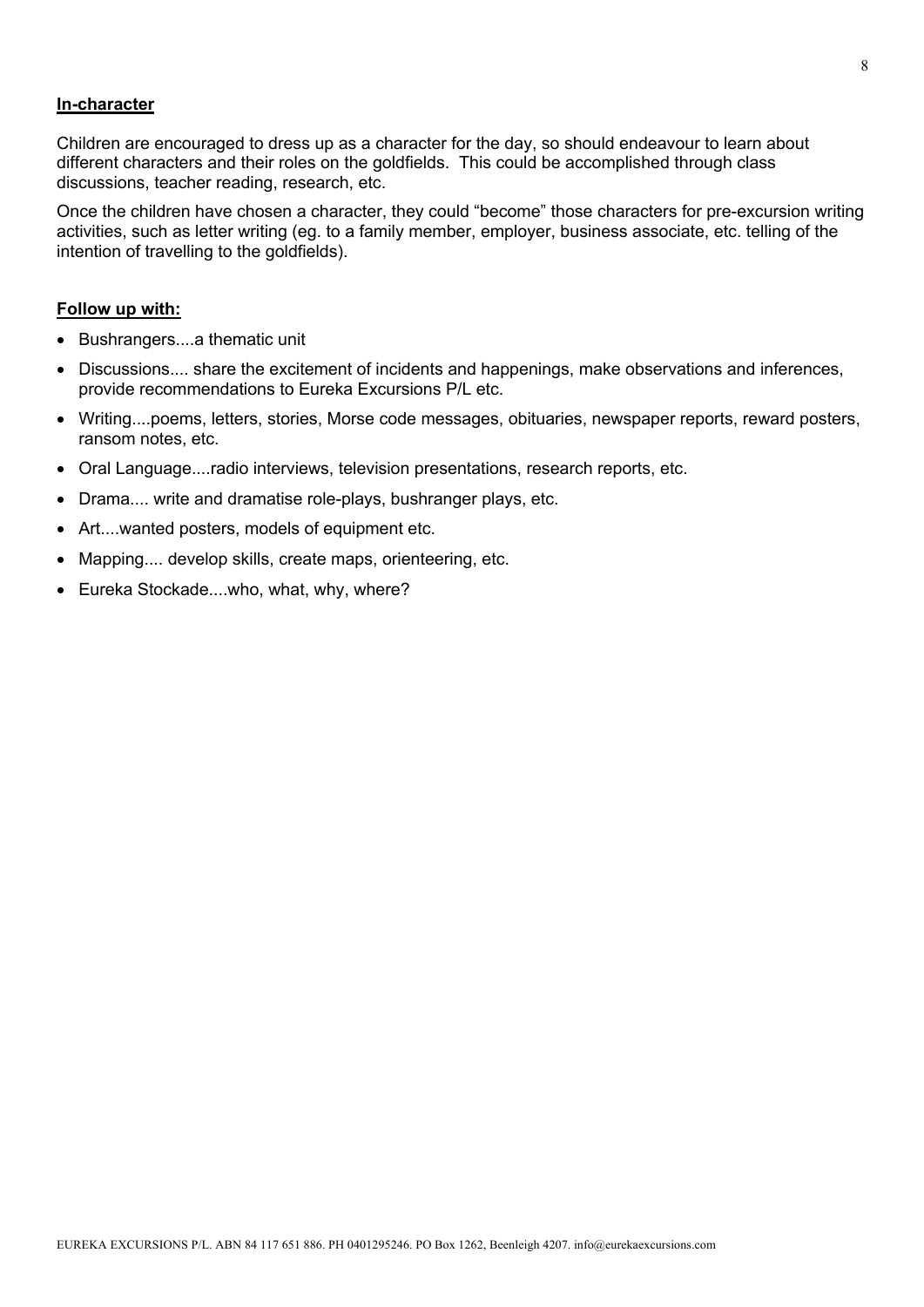**In-character**

Children are encouraged to dress up as a character for the day, so should endeavour to learn about different characters and their roles on the goldfields. This could be accomplished through class discussions, teacher reading, research, etc.

Once the children have chosen a character, they could "become" those characters for pre-excursion writing activities, such as letter writing (eg. to a family member, employer, business associate, etc. telling of the intention of travelling to the goldfields).

**Follow up with:**

- Bushrangers....a thematic unit
- Discussions.... share the excitement of incidents and happenings, make observations and inferences, provide recommendations to Eureka Excursions P/L etc.
- Writing....poems, letters, stories, Morse code messages, obituaries, newspaper reports, reward posters, ransom notes, etc.
- Oral Language....radio interviews, television presentations, research reports, etc.
- Drama.... write and dramatise role-plays, bushranger plays, etc.
- Art....wanted posters, models of equipment etc.
- Mapping.... develop skills, create maps, orienteering, etc.
- Eureka Stockade....who, what, why, where?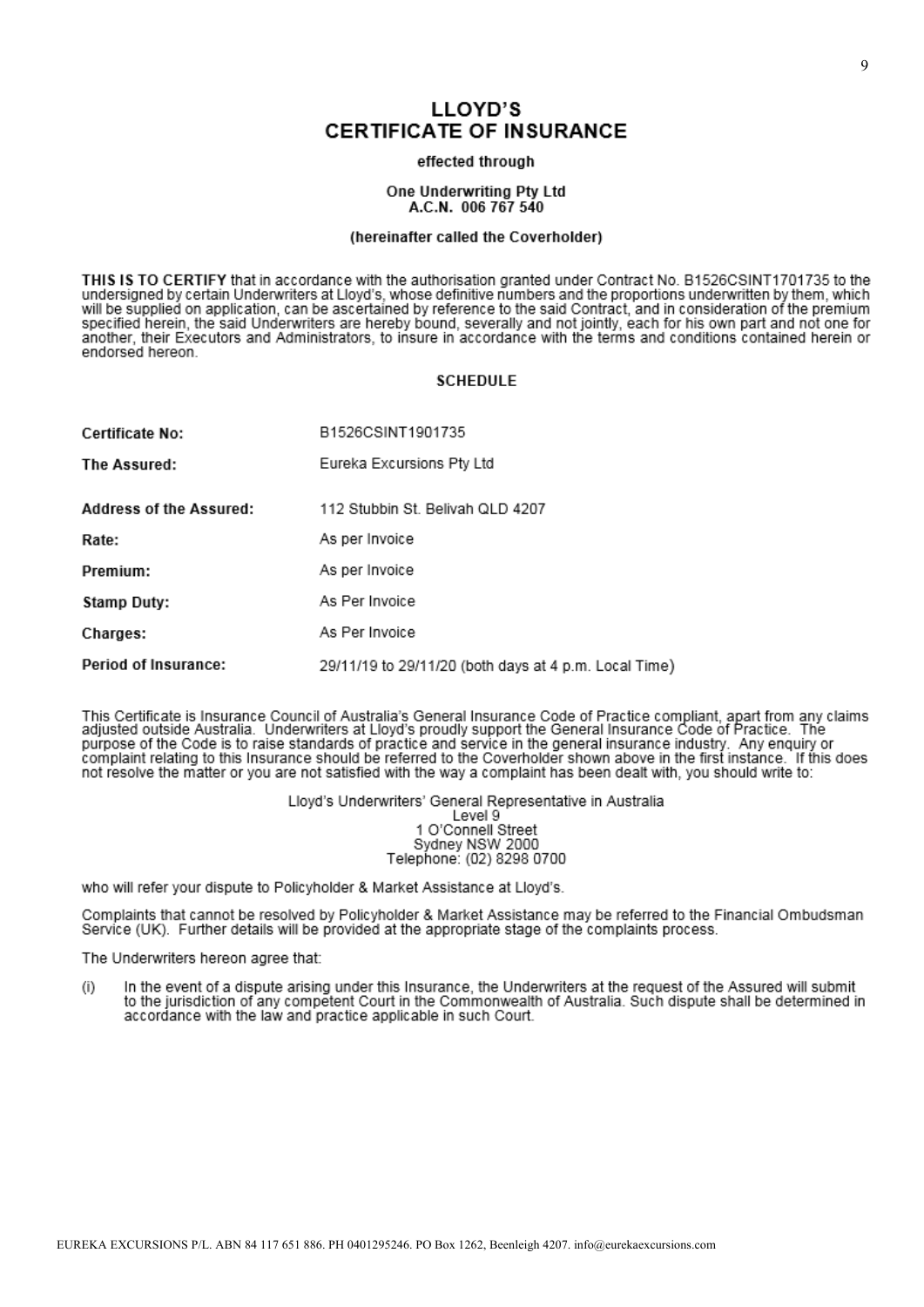# LLOYD'S CERTIFICATE OF INSURANCE

**effected through**

**One Underwriting Pty Ltd**
**A.C.N. 006 767 540**

**(hereinafter called the Coverholder)**

**THIS IS TO CERTIFY** that in accordance with the authorisation granted under Contract No. B1526CSINT1701735 to the undersigned by certain Underwriters at Lloyd's, whose definitive numbers and the proportions underwritten by them, which will be supplied on application, can be ascertained by reference to the said Contract, and in consideration of the premium specified herein, the said Underwriters are hereby bound, severally and not jointly, each for his own part and not one for another, their Executors and Administrators, to insure in accordance with the terms and conditions contained herein or endorsed hereon.

## SCHEDULE

| | |
|---|---|
| **Certificate No:** | B1526CSINT1901735 |
| **The Assured:** | Eureka Excursions Pty Ltd |
| **Address of the Assured:** | 112 Stubbin St. Belivah QLD 4207 |
| **Rate:** | As per Invoice |
| **Premium:** | As per Invoice |
| **Stamp Duty:** | As Per Invoice |
| **Charges:** | As Per Invoice |
| **Period of Insurance:** | 29/11/19 to 29/11/20 (both days at 4 p.m. Local Time) |

This Certificate is Insurance Council of Australia's General Insurance Code of Practice compliant, apart from any claims adjusted outside Australia. Underwriters at Lloyd's proudly support the General Insurance Code of Practice. The purpose of the Code is to raise standards of practice and service in the general insurance industry. Any enquiry or complaint relating to this Insurance should be referred to the Coverholder shown above in the first instance. If this does not resolve the matter or you are not satisfied with the way a complaint has been dealt with, you should write to:

Lloyd's Underwriters' General Representative in Australia
Level 9
1 O'Connell Street
Sydney NSW 2000
Telephone: (02) 8298 0700

who will refer your dispute to Policyholder & Market Assistance at Lloyd's.

Complaints that cannot be resolved by Policyholder & Market Assistance may be referred to the Financial Ombudsman Service (UK). Further details will be provided at the appropriate stage of the complaints process.

The Underwriters hereon agree that:

(i) In the event of a dispute arising under this Insurance, the Underwriters at the request of the Assured will submit to the jurisdiction of any competent Court in the Commonwealth of Australia. Such dispute shall be determined in accordance with the law and practice applicable in such Court.

EUREKA EXCURSIONS P/L. ABN 84 117 651 886. PH 0401295246. PO Box 1262, Beenleigh 4207. info@eurekaexcursions.com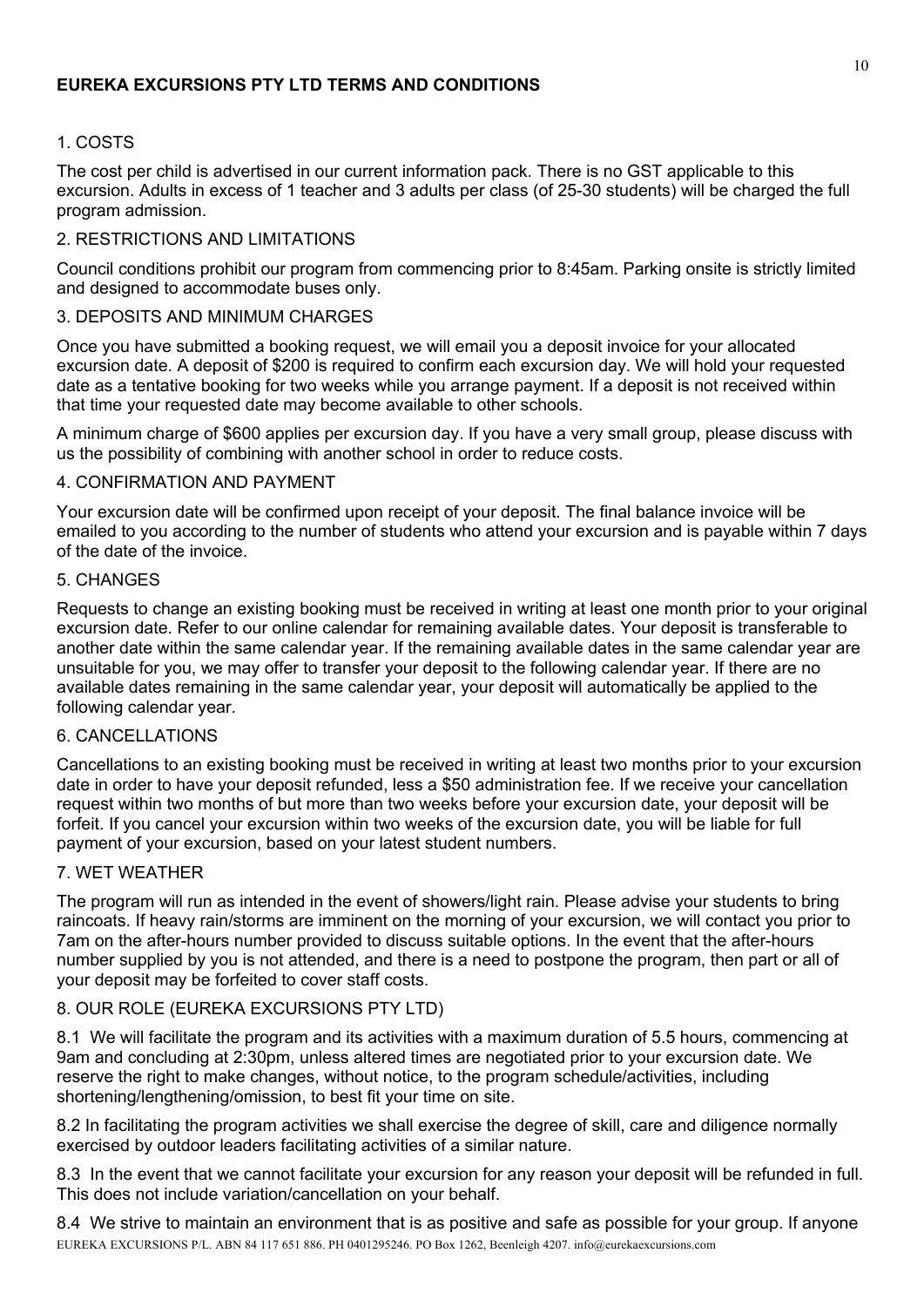# EUREKA EXCURSIONS PTY LTD TERMS AND CONDITIONS

## 1. COSTS

The cost per child is advertised in our current information pack. There is no GST applicable to this excursion. Adults in excess of 1 teacher and 3 adults per class (of 25-30 students) will be charged the full program admission.

## 2. RESTRICTIONS AND LIMITATIONS

Council conditions prohibit our program from commencing prior to 8:45am. Parking onsite is strictly limited and designed to accommodate buses only.

## 3. DEPOSITS AND MINIMUM CHARGES

Once you have submitted a booking request, we will email you a deposit invoice for your allocated excursion date. A deposit of $200 is required to confirm each excursion day. We will hold your requested date as a tentative booking for two weeks while you arrange payment. If a deposit is not received within that time your requested date may become available to other schools.

A minimum charge of $600 applies per excursion day. If you have a very small group, please discuss with us the possibility of combining with another school in order to reduce costs.

## 4. CONFIRMATION AND PAYMENT

Your excursion date will be confirmed upon receipt of your deposit. The final balance invoice will be emailed to you according to the number of students who attend your excursion and is payable within 7 days of the date of the invoice.

## 5. CHANGES

Requests to change an existing booking must be received in writing at least one month prior to your original excursion date. Refer to our online calendar for remaining available dates. Your deposit is transferable to another date within the same calendar year. If the remaining available dates in the same calendar year are unsuitable for you, we may offer to transfer your deposit to the following calendar year. If there are no available dates remaining in the same calendar year, your deposit will automatically be applied to the following calendar year.

## 6. CANCELLATIONS

Cancellations to an existing booking must be received in writing at least two months prior to your excursion date in order to have your deposit refunded, less a $50 administration fee. If we receive your cancellation request within two months of but more than two weeks before your excursion date, your deposit will be forfeit. If you cancel your excursion within two weeks of the excursion date, you will be liable for full payment of your excursion, based on your latest student numbers.

## 7. WET WEATHER

The program will run as intended in the event of showers/light rain. Please advise your students to bring raincoats. If heavy rain/storms are imminent on the morning of your excursion, we will contact you prior to 7am on the after-hours number provided to discuss suitable options. In the event that the after-hours number supplied by you is not attended, and there is a need to postpone the program, then part or all of your deposit may be forfeited to cover staff costs.

## 8. OUR ROLE (EUREKA EXCURSIONS PTY LTD)

8.1 We will facilitate the program and its activities with a maximum duration of 5.5 hours, commencing at 9am and concluding at 2:30pm, unless altered times are negotiated prior to your excursion date. We reserve the right to make changes, without notice, to the program schedule/activities, including shortening/lengthening/omission, to best fit your time on site.

8.2 In facilitating the program activities we shall exercise the degree of skill, care and diligence normally exercised by outdoor leaders facilitating activities of a similar nature.

8.3 In the event that we cannot facilitate your excursion for any reason your deposit will be refunded in full. This does not include variation/cancellation on your behalf.

8.4 We strive to maintain an environment that is as positive and safe as possible for your group. If anyone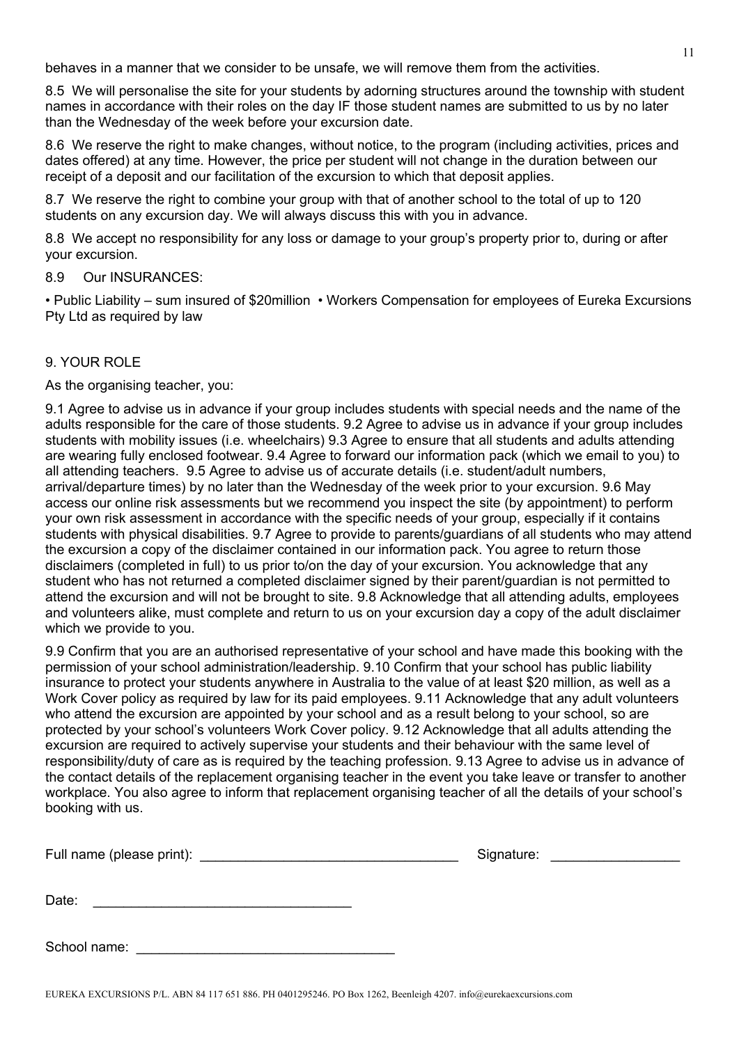behaves in a manner that we consider to be unsafe, we will remove them from the activities.

8.5 We will personalise the site for your students by adorning structures around the township with student names in accordance with their roles on the day IF those student names are submitted to us by no later than the Wednesday of the week before your excursion date.

8.6 We reserve the right to make changes, without notice, to the program (including activities, prices and dates offered) at any time. However, the price per student will not change in the duration between our receipt of a deposit and our facilitation of the excursion to which that deposit applies.

8.7 We reserve the right to combine your group with that of another school to the total of up to 120 students on any excursion day. We will always discuss this with you in advance.

8.8 We accept no responsibility for any loss or damage to your group's property prior to, during or after your excursion.

8.9 Our INSURANCES:

• Public Liability – sum insured of $20million • Workers Compensation for employees of Eureka Excursions Pty Ltd as required by law

## 9. YOUR ROLE

As the organising teacher, you:

9.1 Agree to advise us in advance if your group includes students with special needs and the name of the adults responsible for the care of those students. 9.2 Agree to advise us in advance if your group includes students with mobility issues (i.e. wheelchairs) 9.3 Agree to ensure that all students and adults attending are wearing fully enclosed footwear. 9.4 Agree to forward our information pack (which we email to you) to all attending teachers. 9.5 Agree to advise us of accurate details (i.e. student/adult numbers, arrival/departure times) by no later than the Wednesday of the week prior to your excursion. 9.6 May access our online risk assessments but we recommend you inspect the site (by appointment) to perform your own risk assessment in accordance with the specific needs of your group, especially if it contains students with physical disabilities. 9.7 Agree to provide to parents/guardians of all students who may attend the excursion a copy of the disclaimer contained in our information pack. You agree to return those disclaimers (completed in full) to us prior to/on the day of your excursion. You acknowledge that any student who has not returned a completed disclaimer signed by their parent/guardian is not permitted to attend the excursion and will not be brought to site. 9.8 Acknowledge that all attending adults, employees and volunteers alike, must complete and return to us on your excursion day a copy of the adult disclaimer which we provide to you.

9.9 Confirm that you are an authorised representative of your school and have made this booking with the permission of your school administration/leadership. 9.10 Confirm that your school has public liability insurance to protect your students anywhere in Australia to the value of at least $20 million, as well as a Work Cover policy as required by law for its paid employees. 9.11 Acknowledge that any adult volunteers who attend the excursion are appointed by your school and as a result belong to your school, so are protected by your school's volunteers Work Cover policy. 9.12 Acknowledge that all adults attending the excursion are required to actively supervise your students and their behaviour with the same level of responsibility/duty of care as is required by the teaching profession. 9.13 Agree to advise us in advance of the contact details of the replacement organising teacher in the event you take leave or transfer to another workplace. You also agree to inform that replacement organising teacher of all the details of your school's booking with us.

Full name (please print): ________________________________ Signature: ________________

Date: ________________________________

School name: ________________________________

EUREKA EXCURSIONS P/L. ABN 84 117 651 886. PH 0401295246. PO Box 1262, Beenleigh 4207. info@eurekaexcursions.com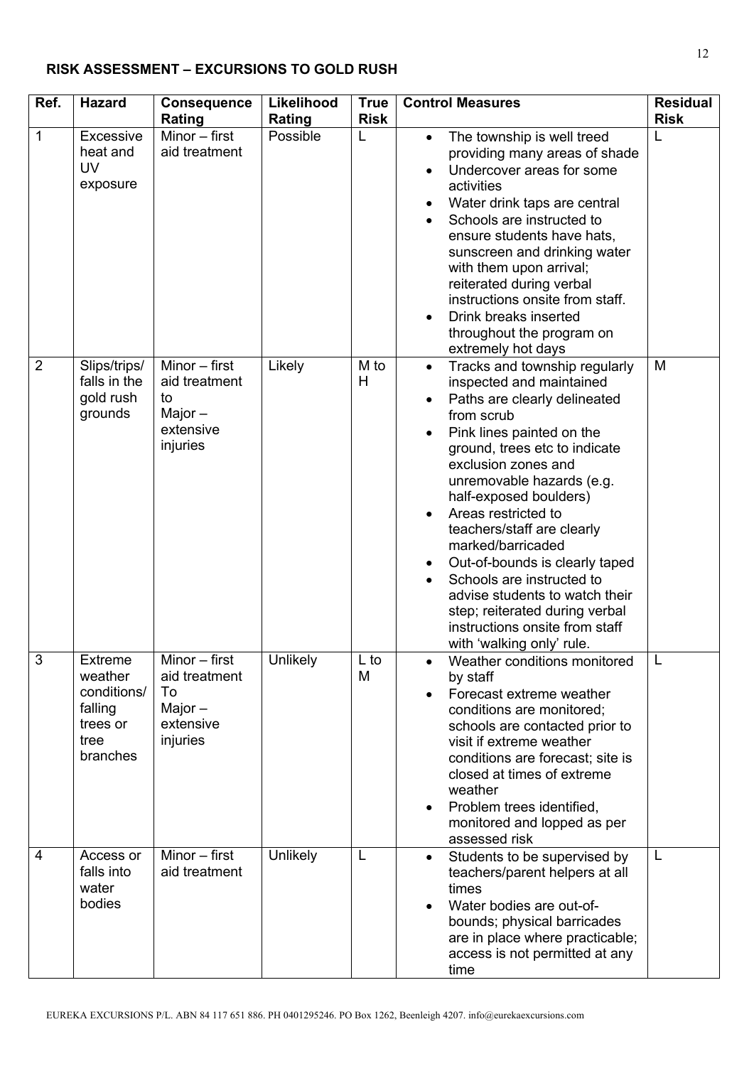## RISK ASSESSMENT – EXCURSIONS TO GOLD RUSH

| Ref. | Hazard | Consequence Rating | Likelihood Rating | True Risk | Control Measures | Residual Risk |
|---|---|---|---|---|---|---|
| 1 | Excessive heat and UV exposure | Minor – first aid treatment | Possible | L | • The township is well treed providing many areas of shade<br>• Undercover areas for some activities<br>• Water drink taps are central<br>• Schools are instructed to ensure students have hats, sunscreen and drinking water with them upon arrival; reiterated during verbal instructions onsite from staff.<br>• Drink breaks inserted throughout the program on extremely hot days | L |
| 2 | Slips/trips/ falls in the gold rush grounds | Minor – first aid treatment to Major – extensive injuries | Likely | M to H | • Tracks and township regularly inspected and maintained<br>• Paths are clearly delineated from scrub<br>• Pink lines painted on the ground, trees etc to indicate exclusion zones and unremovable hazards (e.g. half-exposed boulders)<br>• Areas restricted to teachers/staff are clearly marked/barricaded<br>• Out-of-bounds is clearly taped<br>• Schools are instructed to advise students to watch their step; reiterated during verbal instructions onsite from staff with 'walking only' rule. | M |
| 3 | Extreme weather conditions/ falling trees or tree branches | Minor – first aid treatment To Major – extensive injuries | Unlikely | L to M | • Weather conditions monitored by staff<br>• Forecast extreme weather conditions are monitored; schools are contacted prior to visit if extreme weather conditions are forecast; site is closed at times of extreme weather<br>• Problem trees identified, monitored and lopped as per assessed risk | L |
| 4 | Access or falls into water bodies | Minor – first aid treatment | Unlikely | L | • Students to be supervised by teachers/parent helpers at all times<br>• Water bodies are out-of-bounds; physical barricades are in place where practicable; access is not permitted at any time | L |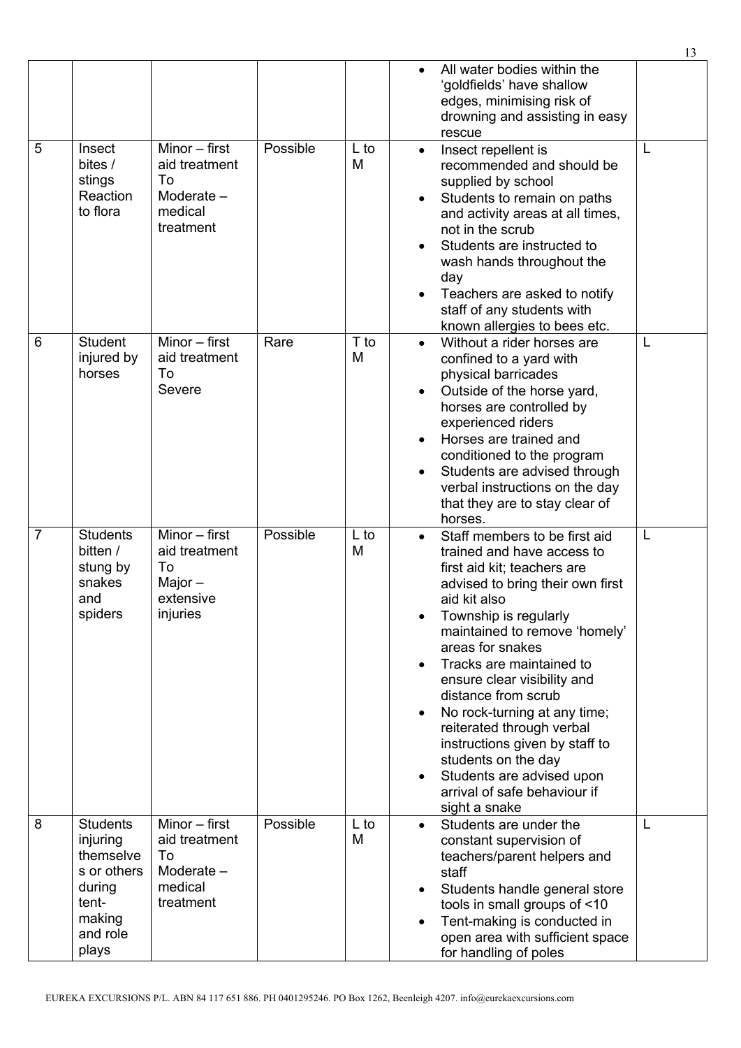| | | | | | | |
|---|---|---|---|---|---|---|
| | | | | | • All water bodies within the 'goldfields' have shallow edges, minimising risk of drowning and assisting in easy rescue | |
| 5 | Insect bites / stings Reaction to flora | Minor – first aid treatment To Moderate – medical treatment | Possible | L to M | • Insect repellent is recommended and should be supplied by school<br>• Students to remain on paths and activity areas at all times, not in the scrub<br>• Students are instructed to wash hands throughout the day<br>• Teachers are asked to notify staff of any students with known allergies to bees etc. | L |
| 6 | Student injured by horses | Minor – first aid treatment To Severe | Rare | T to M | • Without a rider horses are confined to a yard with physical barricades<br>• Outside of the horse yard, horses are controlled by experienced riders<br>• Horses are trained and conditioned to the program<br>• Students are advised through verbal instructions on the day that they are to stay clear of horses. | L |
| 7 | Students bitten / stung by snakes and spiders | Minor – first aid treatment To Major – extensive injuries | Possible | L to M | • Staff members to be first aid trained and have access to first aid kit; teachers are advised to bring their own first aid kit also<br>• Township is regularly maintained to remove 'homely' areas for snakes<br>• Tracks are maintained to ensure clear visibility and distance from scrub<br>• No rock-turning at any time; reiterated through verbal instructions given by staff to students on the day<br>• Students are advised upon arrival of safe behaviour if sight a snake | L |
| 8 | Students injuring themselves or others during tent-making and role plays | Minor – first aid treatment To Moderate – medical treatment | Possible | L to M | • Students are under the constant supervision of teachers/parent helpers and staff<br>• Students handle general store tools in small groups of <10<br>• Tent-making is conducted in open area with sufficient space for handling of poles | L |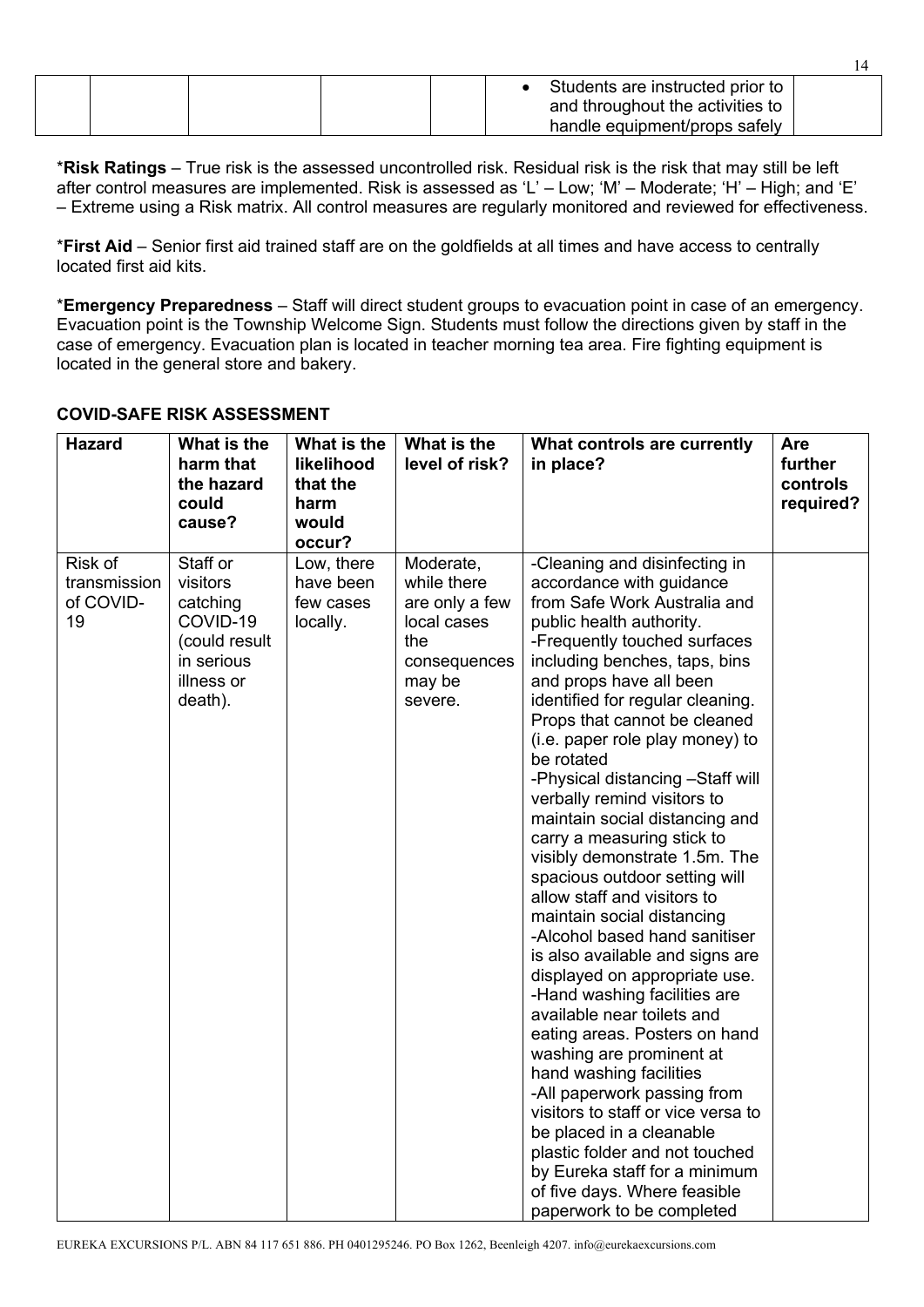| | | | | | • Students are instructed prior to and throughout the activities to handle equipment/props safely | |
|---|---|---|---|---|---|---|

\***Risk Ratings** – True risk is the assessed uncontrolled risk. Residual risk is the risk that may still be left after control measures are implemented. Risk is assessed as 'L' – Low; 'M' – Moderate; 'H' – High; and 'E' – Extreme using a Risk matrix. All control measures are regularly monitored and reviewed for effectiveness.

\***First Aid** – Senior first aid trained staff are on the goldfields at all times and have access to centrally located first aid kits.

\***Emergency Preparedness** – Staff will direct student groups to evacuation point in case of an emergency. Evacuation point is the Township Welcome Sign. Students must follow the directions given by staff in the case of emergency. Evacuation plan is located in teacher morning tea area. Fire fighting equipment is located in the general store and bakery.

**COVID-SAFE RISK ASSESSMENT**

| Hazard | What is the harm that the hazard could cause? | What is the likelihood that the harm would occur? | What is the level of risk? | What controls are currently in place? | Are further controls required? |
|---|---|---|---|---|---|
| Risk of transmission of COVID-19 | Staff or visitors catching COVID-19 (could result in serious illness or death). | Low, there have been few cases locally. | Moderate, while there are only a few local cases the consequences may be severe. | -Cleaning and disinfecting in accordance with guidance from Safe Work Australia and public health authority.<br>-Frequently touched surfaces including benches, taps, bins and props have all been identified for regular cleaning. Props that cannot be cleaned (i.e. paper role play money) to be rotated<br>-Physical distancing –Staff will verbally remind visitors to maintain social distancing and carry a measuring stick to visibly demonstrate 1.5m. The spacious outdoor setting will allow staff and visitors to maintain social distancing<br>-Alcohol based hand sanitiser is also available and signs are displayed on appropriate use.<br>-Hand washing facilities are available near toilets and eating areas. Posters on hand washing are prominent at hand washing facilities<br>-All paperwork passing from visitors to staff or vice versa to be placed in a cleanable plastic folder and not touched by Eureka staff for a minimum of five days. Where feasible paperwork to be completed | |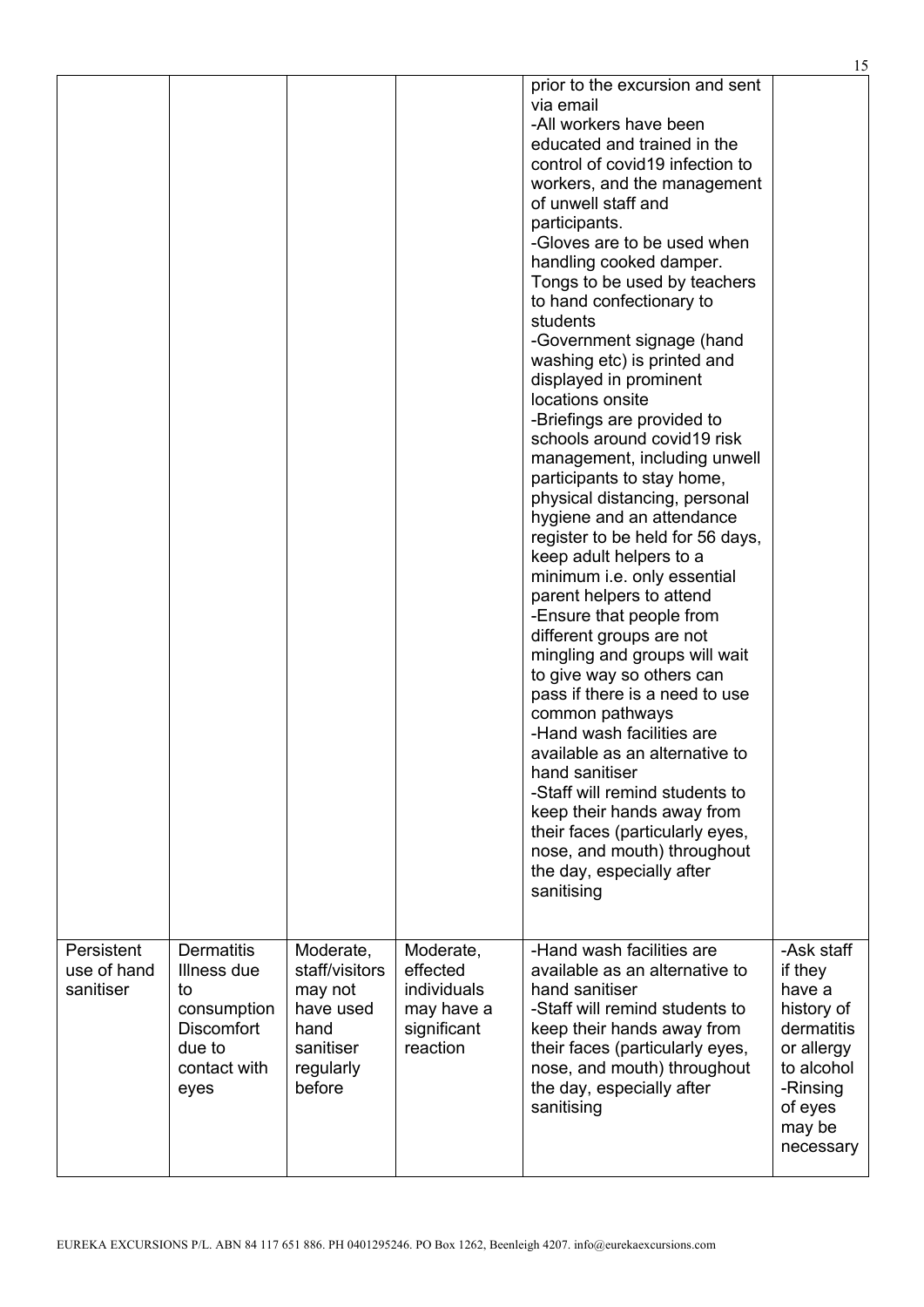| | | | | | |
|---|---|---|---|---|---|
| | | | | prior to the excursion and sent via email<br>-All workers have been educated and trained in the control of covid19 infection to workers, and the management of unwell staff and participants.<br>-Gloves are to be used when handling cooked damper. Tongs to be used by teachers to hand confectionary to students<br>-Government signage (hand washing etc) is printed and displayed in prominent locations onsite<br>-Briefings are provided to schools around covid19 risk management, including unwell participants to stay home, physical distancing, personal hygiene and an attendance register to be held for 56 days, keep adult helpers to a minimum i.e. only essential parent helpers to attend<br>-Ensure that people from different groups are not mingling and groups will wait to give way so others can pass if there is a need to use common pathways<br>-Hand wash facilities are available as an alternative to hand sanitiser<br>-Staff will remind students to keep their hands away from their faces (particularly eyes, nose, and mouth) throughout the day, especially after sanitising | |
| Persistent use of hand sanitiser | Dermatitis<br>Illness due to consumption<br>Discomfort due to contact with eyes | Moderate, staff/visitors may not have used hand sanitiser regularly before | Moderate, effected individuals may have a significant reaction | -Hand wash facilities are available as an alternative to hand sanitiser<br>-Staff will remind students to keep their hands away from their faces (particularly eyes, nose, and mouth) throughout the day, especially after sanitising | -Ask staff if they have a history of dermatitis or allergy to alcohol<br>-Rinsing of eyes may be necessary |

EUREKA EXCURSIONS P/L. ABN 84 117 651 886. PH 0401295246. PO Box 1262, Beenleigh 4207. info@eurekaexcursions.com